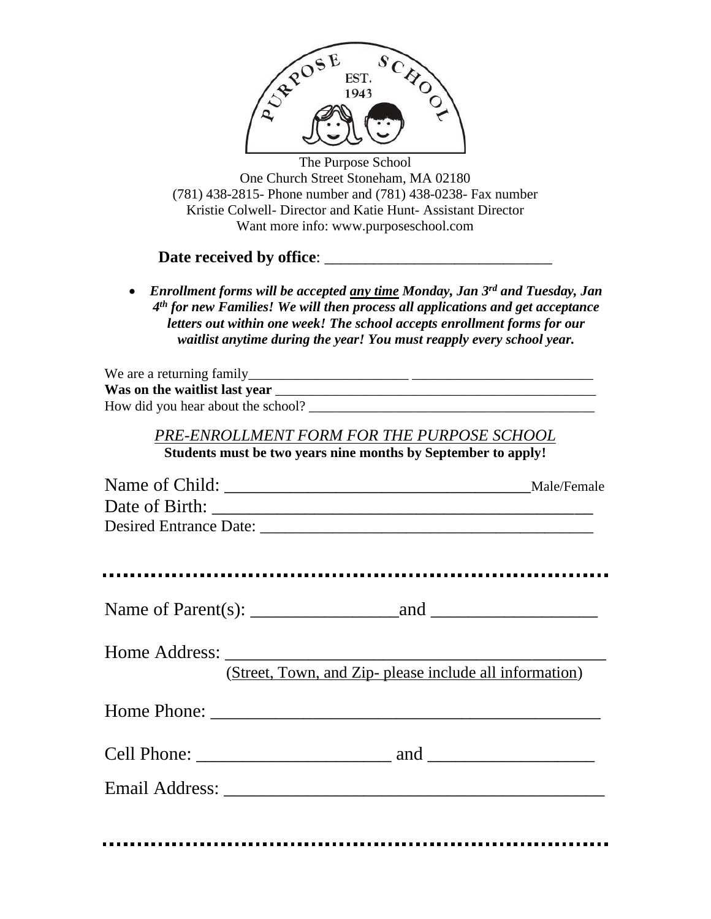PURPOSE SCHOOL EST. 1943

The Purpose School
One Church Street Stoneham, MA 02180
(781) 438-2815- Phone number and (781) 438-0238- Fax number
Kristie Colwell- Director and Katie Hunt- Assistant Director
Want more info: www.purposeschool.com

**Date received by office**: ____________________________

- ***Enrollment forms will be accepted <u>any time</u> Monday, Jan 3rd and Tuesday, Jan 4th for new Families! We will then process all applications and get acceptance letters out within one week! The school accepts enrollment forms for our waitlist anytime during the year! You must reapply every school year.***

We are a returning family_______________________ _________________________

**Was on the waitlist last year** ______________________________________________

How did you hear about the school? ________________________________________

## *PRE-ENROLLMENT FORM FOR THE PURPOSE SCHOOL*

**Students must be two years nine months by September to apply!**

Name of Child: __________________________________Male/Female

Date of Birth: __________________________________________

Desired Entrance Date: ________________________________________

---

Name of Parent(s): ________________and __________________

Home Address: __________________________________________
(Street, Town, and Zip- please include all information)

Home Phone: ___________________________________________

Cell Phone: _____________________ and __________________

Email Address: _________________________________________

---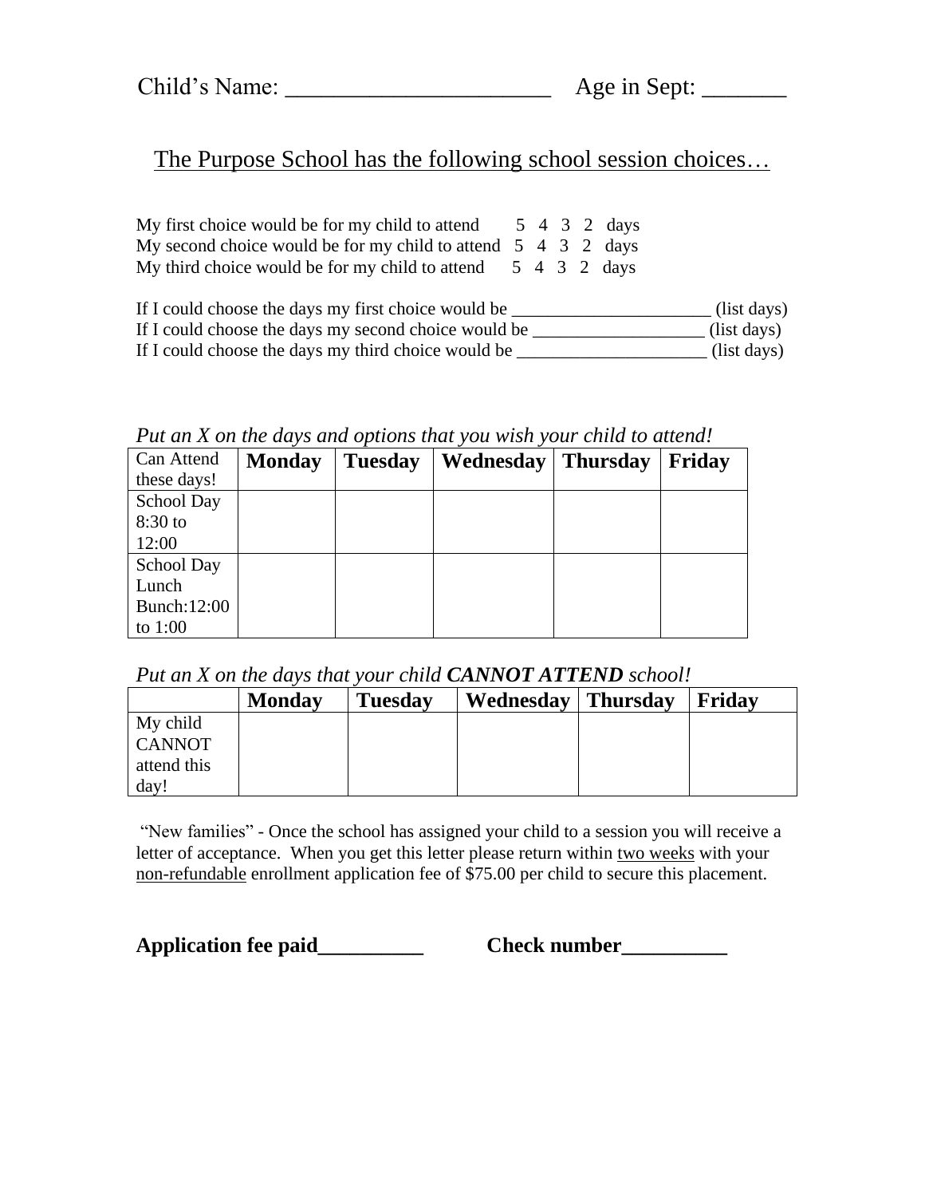Child's Name: ______________________ Age in Sept: _______

<u>The Purpose School has the following school session choices…</u>

My first choice would be for my child to attend 5 4 3 2 days
My second choice would be for my child to attend 5 4 3 2 days
My third choice would be for my child to attend 5 4 3 2 days

If I could choose the days my first choice would be ______________________ (list days)
If I could choose the days my second choice would be ___________________ (list days)
If I could choose the days my third choice would be _____________________ (list days)

*Put an X on the days and options that you wish your child to attend!*

| Can Attend these days! | **Monday** | **Tuesday** | **Wednesday** | **Thursday** | **Friday** |
|---|---|---|---|---|---|
| School Day 8:30 to 12:00 | | | | | |
| School Day Lunch Bunch:12:00 to 1:00 | | | | | |

*Put an X on the days that your child **CANNOT ATTEND** school!*

| | **Monday** | **Tuesday** | **Wednesday** | **Thursday** | **Friday** |
|---|---|---|---|---|---|
| My child CANNOT attend this day! | | | | | |

"New families" - Once the school has assigned your child to a session you will receive a letter of acceptance. When you get this letter please return within <u>two weeks</u> with your <u>non-refundable</u> enrollment application fee of $75.00 per child to secure this placement.

**Application fee paid__________ Check number__________**